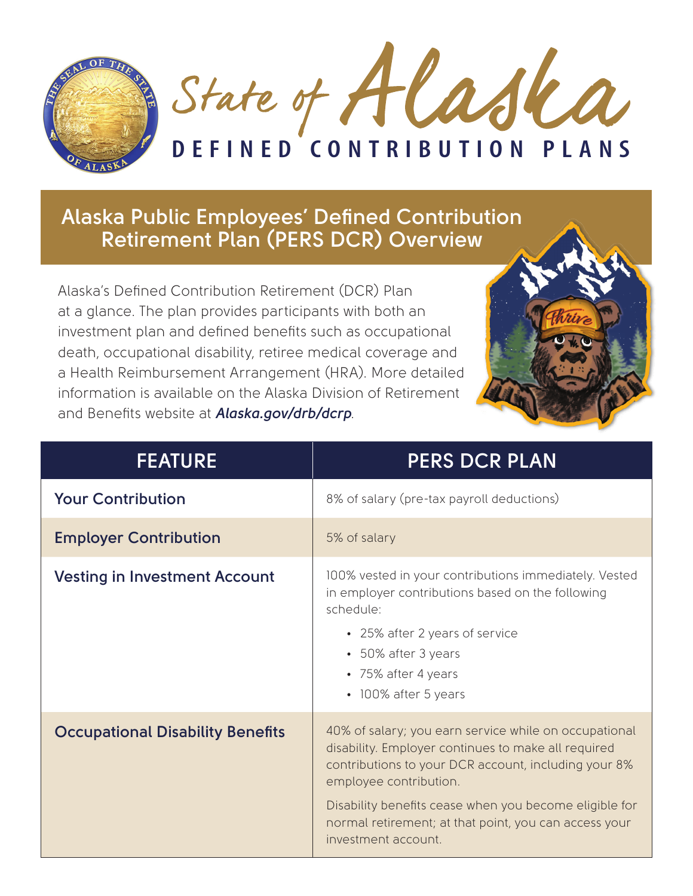# State of Alaska

## DEFINED CONTRIBUTION PLANS

## Alaska Public Employees' Defined Contribution Retirement Plan (PERS DCR) Overview

Alaska's Defined Contribution Retirement (DCR) Plan at a glance. The plan provides participants with both an investment plan and defined benefits such as occupational death, occupational disability, retiree medical coverage and a Health Reimbursement Arrangement (HRA). More detailed information is available on the Alaska Division of Retirement and Benefits website at ***Alaska.gov/drb/dcrp***.

| FEATURE | PERS DCR PLAN |
|---|---|
| **Your Contribution** | 8% of salary (pre-tax payroll deductions) |
| **Employer Contribution** | 5% of salary |
| **Vesting in Investment Account** | 100% vested in your contributions immediately. Vested in employer contributions based on the following schedule:<br>• 25% after 2 years of service<br>• 50% after 3 years<br>• 75% after 4 years<br>• 100% after 5 years |
| **Occupational Disability Benefits** | 40% of salary; you earn service while on occupational disability. Employer continues to make all required contributions to your DCR account, including your 8% employee contribution.<br><br>Disability benefits cease when you become eligible for normal retirement; at that point, you can access your investment account. |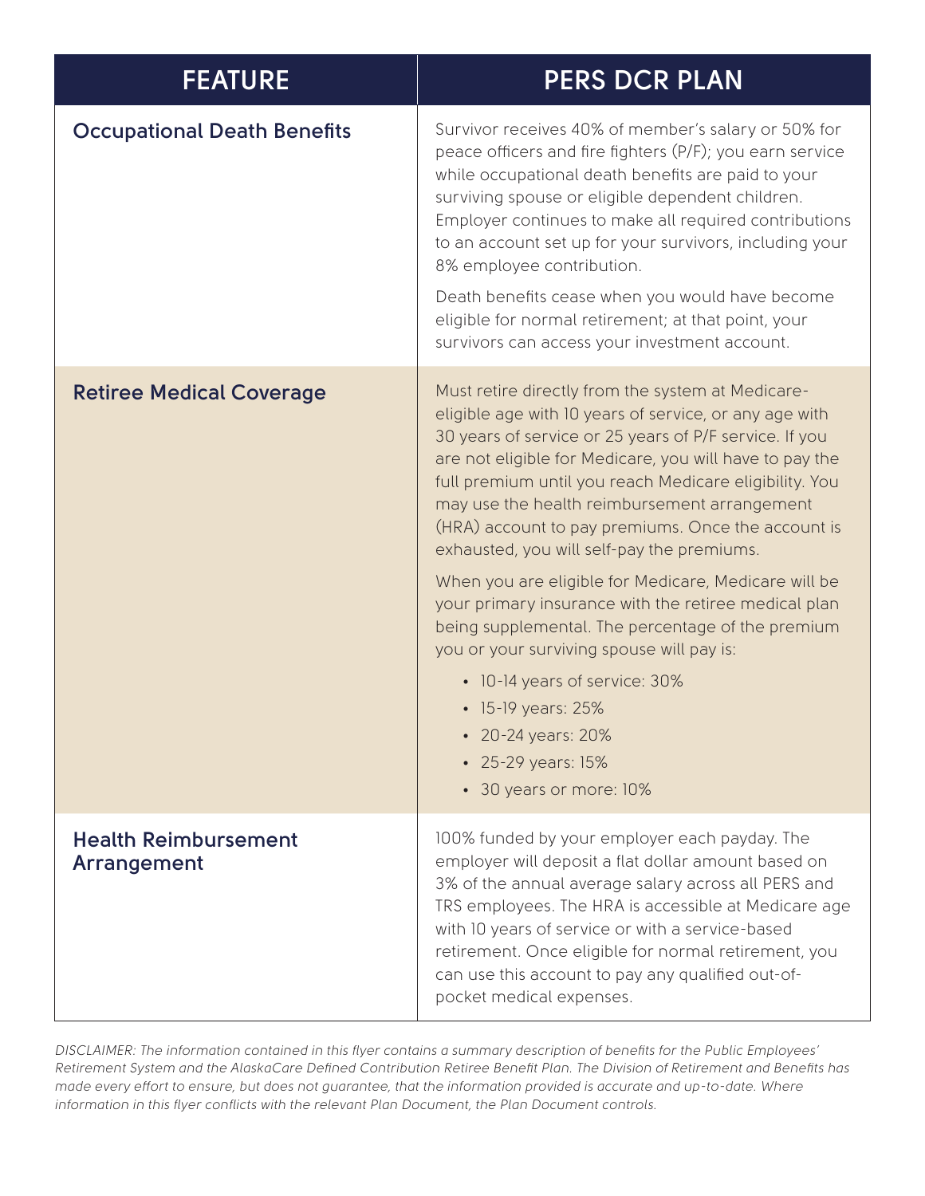| FEATURE | PERS DCR PLAN |
|---|---|
| **Occupational Death Benefits** | Survivor receives 40% of member's salary or 50% for peace officers and fire fighters (P/F); you earn service while occupational death benefits are paid to your surviving spouse or eligible dependent children. Employer continues to make all required contributions to an account set up for your survivors, including your 8% employee contribution.<br><br>Death benefits cease when you would have become eligible for normal retirement; at that point, your survivors can access your investment account. |
| **Retiree Medical Coverage** | Must retire directly from the system at Medicare-eligible age with 10 years of service, or any age with 30 years of service or 25 years of P/F service. If you are not eligible for Medicare, you will have to pay the full premium until you reach Medicare eligibility. You may use the health reimbursement arrangement (HRA) account to pay premiums. Once the account is exhausted, you will self-pay the premiums.<br><br>When you are eligible for Medicare, Medicare will be your primary insurance with the retiree medical plan being supplemental. The percentage of the premium you or your surviving spouse will pay is:<br>• 10-14 years of service: 30%<br>• 15-19 years: 25%<br>• 20-24 years: 20%<br>• 25-29 years: 15%<br>• 30 years or more: 10% |
| **Health Reimbursement Arrangement** | 100% funded by your employer each payday. The employer will deposit a flat dollar amount based on 3% of the annual average salary across all PERS and TRS employees. The HRA is accessible at Medicare age with 10 years of service or with a service-based retirement. Once eligible for normal retirement, you can use this account to pay any qualified out-of-pocket medical expenses. |

*DISCLAIMER: The information contained in this flyer contains a summary description of benefits for the Public Employees' Retirement System and the AlaskaCare Defined Contribution Retiree Benefit Plan. The Division of Retirement and Benefits has made every effort to ensure, but does not guarantee, that the information provided is accurate and up-to-date. Where information in this flyer conflicts with the relevant Plan Document, the Plan Document controls.*